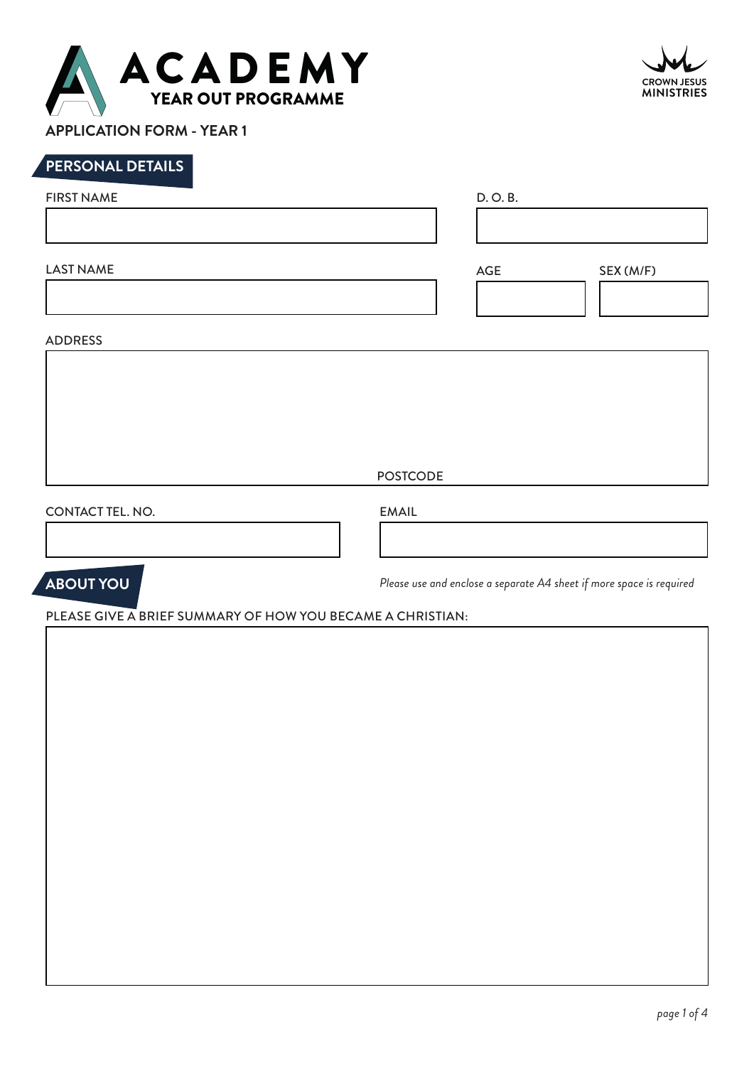# ACADEMY

## YEAR OUT PROGRAMME

CROWN JESUS MINISTRIES

**APPLICATION FORM - YEAR 1**

## PERSONAL DETAILS

FIRST NAME

D. O. B.

LAST NAME

AGE

SEX (M/F)

ADDRESS

POSTCODE

CONTACT TEL. NO.

EMAIL

## ABOUT YOU

*Please use and enclose a separate A4 sheet if more space is required*

PLEASE GIVE A BRIEF SUMMARY OF HOW YOU BECAME A CHRISTIAN: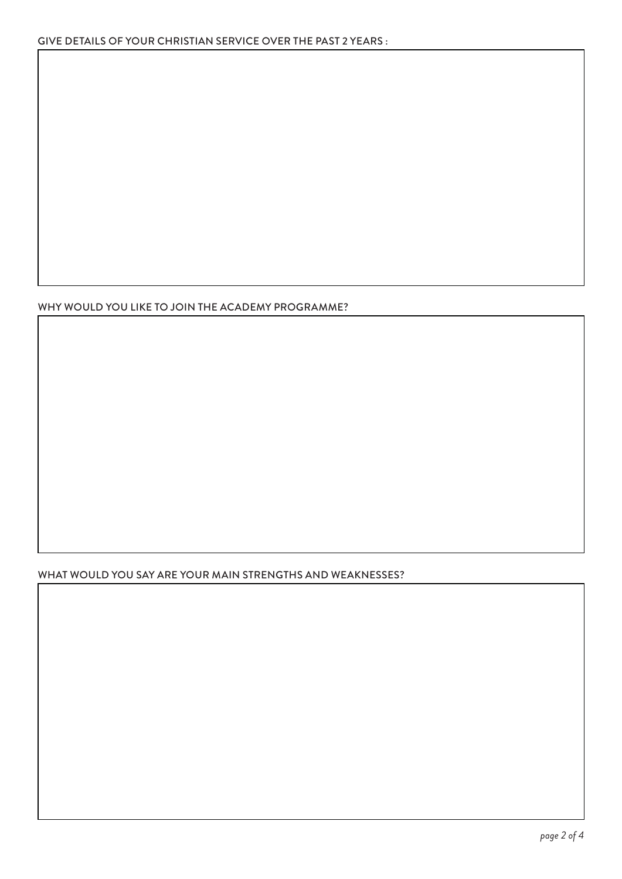GIVE DETAILS OF YOUR CHRISTIAN SERVICE OVER THE PAST 2 YEARS :

WHY WOULD YOU LIKE TO JOIN THE ACADEMY PROGRAMME?

WHAT WOULD YOU SAY ARE YOUR MAIN STRENGTHS AND WEAKNESSES?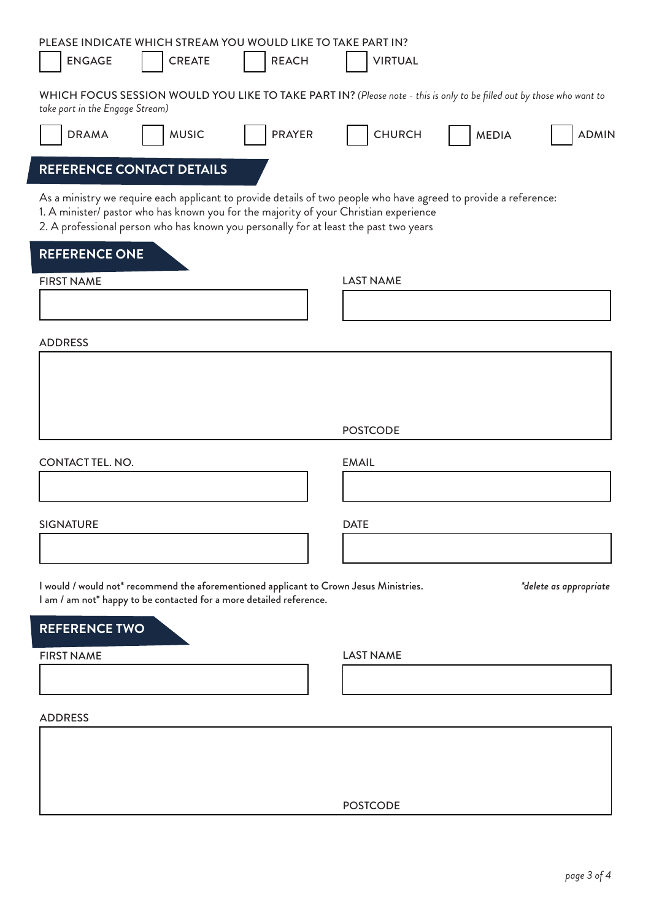PLEASE INDICATE WHICH STREAM YOU WOULD LIKE TO TAKE PART IN?

☐ ENGAGE ☐ CREATE ☐ REACH ☐ VIRTUAL

WHICH FOCUS SESSION WOULD YOU LIKE TO TAKE PART IN? *(Please note - this is only to be filled out by those who want to take part in the Engage Stream)*

☐ DRAMA ☐ MUSIC ☐ PRAYER ☐ CHURCH ☐ MEDIA ☐ ADMIN

## REFERENCE CONTACT DETAILS

As a ministry we require each applicant to provide details of two people who have agreed to provide a reference:

1. A minister/ pastor who has known you for the majority of your Christian experience
2. A professional person who has known you personally for at least the past two years

### REFERENCE ONE

FIRST NAME

LAST NAME

ADDRESS

POSTCODE

CONTACT TEL. NO.

EMAIL

SIGNATURE

DATE

I would / would not* recommend the aforementioned applicant to Crown Jesus Ministries.
I am / am not* happy to be contacted for a more detailed reference.

*\*delete as appropriate*

### REFERENCE TWO

FIRST NAME

LAST NAME

ADDRESS

POSTCODE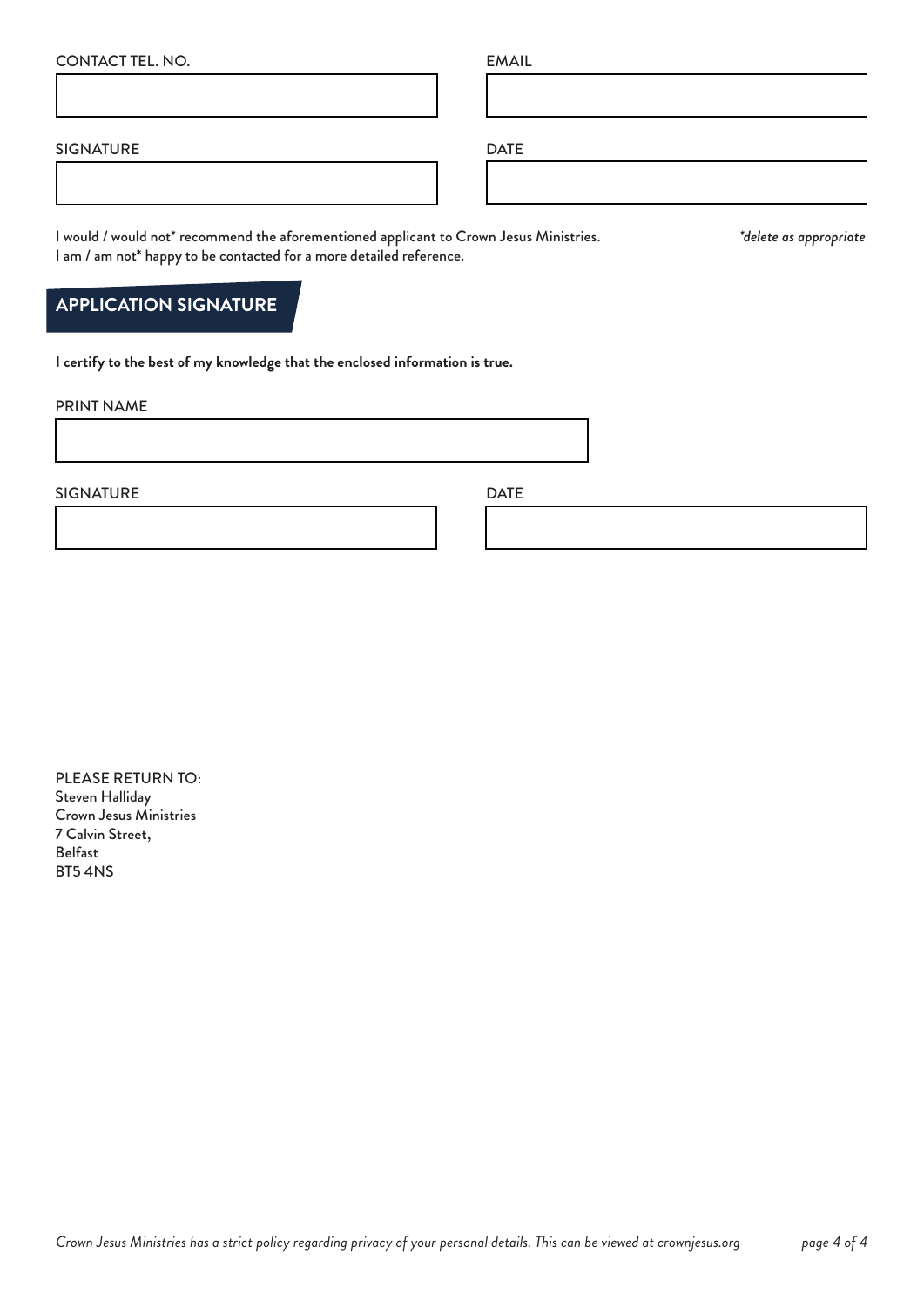CONTACT TEL. NO.

EMAIL

SIGNATURE

DATE

I would / would not* recommend the aforementioned applicant to Crown Jesus Ministries. *\*delete as appropriate*

I am / am not* happy to be contacted for a more detailed reference.

## APPLICATION SIGNATURE

**I certify to the best of my knowledge that the enclosed information is true.**

PRINT NAME

SIGNATURE

DATE

PLEASE RETURN TO:
Steven Halliday
Crown Jesus Ministries
7 Calvin Street,
Belfast
BT5 4NS

*Crown Jesus Ministries has a strict policy regarding privacy of your personal details. This can be viewed at crownjesus.org*